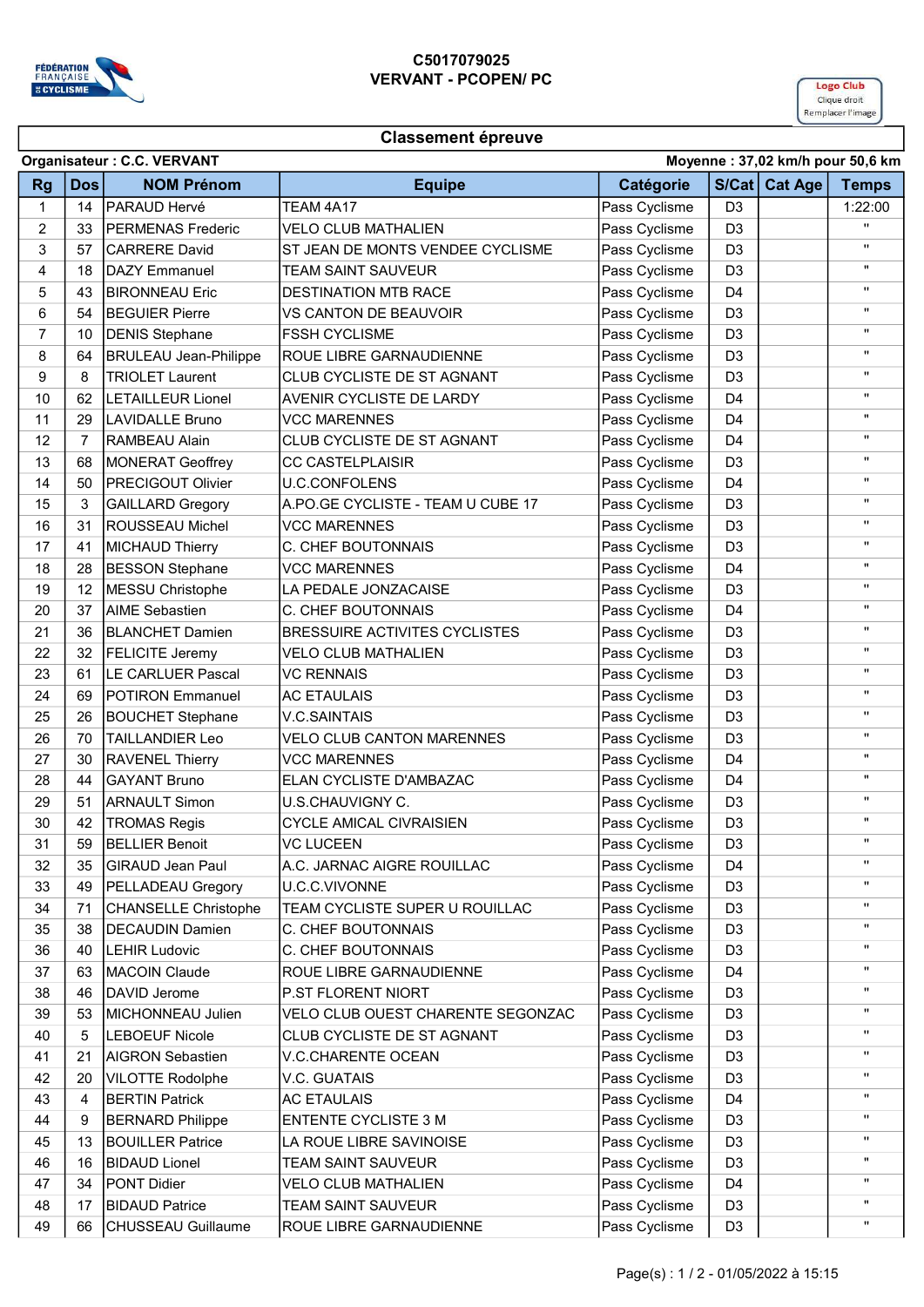**C5017079025**
**VERVANT - PCOPEN/ PC**

Logo Club
Clique droit
Remplacer l'image

## Classement épreuve

**Organisateur : C.C. VERVANT** — **Moyenne : 37,02 km/h pour 50,6 km**

| Rg | Dos | NOM Prénom | Equipe | Catégorie | S/Cat | Cat Age | Temps |
|---|---|---|---|---|---|---|---|
| 1 | 14 | PARAUD Hervé | TEAM 4A17 | Pass Cyclisme | D3 | | 1:22:00 |
| 2 | 33 | PERMENAS Frederic | VELO CLUB MATHALIEN | Pass Cyclisme | D3 | | " |
| 3 | 57 | CARRERE David | ST JEAN DE MONTS VENDEE CYCLISME | Pass Cyclisme | D3 | | " |
| 4 | 18 | DAZY Emmanuel | TEAM SAINT SAUVEUR | Pass Cyclisme | D3 | | " |
| 5 | 43 | BIRONNEAU Eric | DESTINATION MTB RACE | Pass Cyclisme | D4 | | " |
| 6 | 54 | BEGUIER Pierre | VS CANTON DE BEAUVOIR | Pass Cyclisme | D3 | | " |
| 7 | 10 | DENIS Stephane | FSSH CYCLISME | Pass Cyclisme | D3 | | " |
| 8 | 64 | BRULEAU Jean-Philippe | ROUE LIBRE GARNAUDIENNE | Pass Cyclisme | D3 | | " |
| 9 | 8 | TRIOLET Laurent | CLUB CYCLISTE DE ST AGNANT | Pass Cyclisme | D3 | | " |
| 10 | 62 | LETAILLEUR Lionel | AVENIR CYCLISTE DE LARDY | Pass Cyclisme | D4 | | " |
| 11 | 29 | LAVIDALLE Bruno | VCC MARENNES | Pass Cyclisme | D4 | | " |
| 12 | 7 | RAMBEAU Alain | CLUB CYCLISTE DE ST AGNANT | Pass Cyclisme | D4 | | " |
| 13 | 68 | MONERAT Geoffrey | CC CASTELPLAISIR | Pass Cyclisme | D3 | | " |
| 14 | 50 | PRECIGOUT Olivier | U.C.CONFOLENS | Pass Cyclisme | D4 | | " |
| 15 | 3 | GAILLARD Gregory | A.PO.GE CYCLISTE - TEAM U CUBE 17 | Pass Cyclisme | D3 | | " |
| 16 | 31 | ROUSSEAU Michel | VCC MARENNES | Pass Cyclisme | D3 | | " |
| 17 | 41 | MICHAUD Thierry | C. CHEF BOUTONNAIS | Pass Cyclisme | D3 | | " |
| 18 | 28 | BESSON Stephane | VCC MARENNES | Pass Cyclisme | D4 | | " |
| 19 | 12 | MESSU Christophe | LA PEDALE JONZACAISE | Pass Cyclisme | D3 | | " |
| 20 | 37 | AIME Sebastien | C. CHEF BOUTONNAIS | Pass Cyclisme | D4 | | " |
| 21 | 36 | BLANCHET Damien | BRESSUIRE ACTIVITES CYCLISTES | Pass Cyclisme | D3 | | " |
| 22 | 32 | FELICITE Jeremy | VELO CLUB MATHALIEN | Pass Cyclisme | D3 | | " |
| 23 | 61 | LE CARLUER Pascal | VC RENNAIS | Pass Cyclisme | D3 | | " |
| 24 | 69 | POTIRON Emmanuel | AC ETAULAIS | Pass Cyclisme | D3 | | " |
| 25 | 26 | BOUCHET Stephane | V.C.SAINTAIS | Pass Cyclisme | D3 | | " |
| 26 | 70 | TAILLANDIER Leo | VELO CLUB CANTON MARENNES | Pass Cyclisme | D3 | | " |
| 27 | 30 | RAVENEL Thierry | VCC MARENNES | Pass Cyclisme | D4 | | " |
| 28 | 44 | GAYANT Bruno | ELAN CYCLISTE D'AMBAZAC | Pass Cyclisme | D4 | | " |
| 29 | 51 | ARNAULT Simon | U.S.CHAUVIGNY C. | Pass Cyclisme | D3 | | " |
| 30 | 42 | TROMAS Regis | CYCLE AMICAL CIVRAISIEN | Pass Cyclisme | D3 | | " |
| 31 | 59 | BELLIER Benoit | VC LUCEEN | Pass Cyclisme | D3 | | " |
| 32 | 35 | GIRAUD Jean Paul | A.C. JARNAC AIGRE ROUILLAC | Pass Cyclisme | D4 | | " |
| 33 | 49 | PELLADEAU Gregory | U.C.C.VIVONNE | Pass Cyclisme | D3 | | " |
| 34 | 71 | CHANSELLE Christophe | TEAM CYCLISTE SUPER U ROUILLAC | Pass Cyclisme | D3 | | " |
| 35 | 38 | DECAUDIN Damien | C. CHEF BOUTONNAIS | Pass Cyclisme | D3 | | " |
| 36 | 40 | LEHIR Ludovic | C. CHEF BOUTONNAIS | Pass Cyclisme | D3 | | " |
| 37 | 63 | MACOIN Claude | ROUE LIBRE GARNAUDIENNE | Pass Cyclisme | D4 | | " |
| 38 | 46 | DAVID Jerome | P.ST FLORENT NIORT | Pass Cyclisme | D3 | | " |
| 39 | 53 | MICHONNEAU Julien | VELO CLUB OUEST CHARENTE SEGONZAC | Pass Cyclisme | D3 | | " |
| 40 | 5 | LEBOEUF Nicole | CLUB CYCLISTE DE ST AGNANT | Pass Cyclisme | D3 | | " |
| 41 | 21 | AIGRON Sebastien | V.C.CHARENTE OCEAN | Pass Cyclisme | D3 | | " |
| 42 | 20 | VILOTTE Rodolphe | V.C. GUATAIS | Pass Cyclisme | D3 | | " |
| 43 | 4 | BERTIN Patrick | AC ETAULAIS | Pass Cyclisme | D4 | | " |
| 44 | 9 | BERNARD Philippe | ENTENTE CYCLISTE 3 M | Pass Cyclisme | D3 | | " |
| 45 | 13 | BOUILLER Patrice | LA ROUE LIBRE SAVINOISE | Pass Cyclisme | D3 | | " |
| 46 | 16 | BIDAUD Lionel | TEAM SAINT SAUVEUR | Pass Cyclisme | D3 | | " |
| 47 | 34 | PONT Didier | VELO CLUB MATHALIEN | Pass Cyclisme | D4 | | " |
| 48 | 17 | BIDAUD Patrice | TEAM SAINT SAUVEUR | Pass Cyclisme | D3 | | " |
| 49 | 66 | CHUSSEAU Guillaume | ROUE LIBRE GARNAUDIENNE | Pass Cyclisme | D3 | | " |

Page(s) : 1 / 2 - 01/05/2022 à 15:15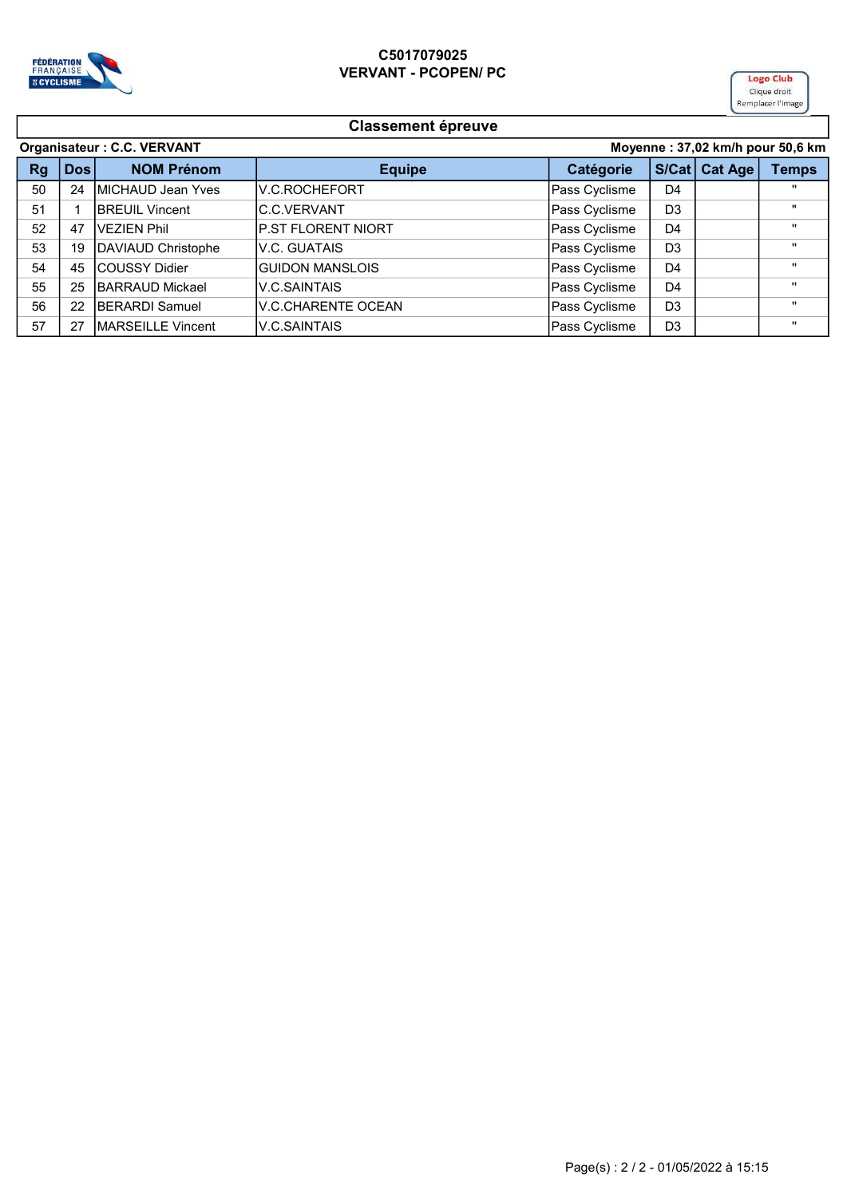**C5017079025**
**VERVANT - PCOPEN/ PC**

Logo Club
Clique droit
Remplacer l'image

## Classement épreuve

**Organisateur : C.C. VERVANT** | **Moyenne : 37,02 km/h pour 50,6 km**

| Rg | Dos | NOM Prénom | Equipe | Catégorie | S/Cat | Cat Age | Temps |
|---|---|---|---|---|---|---|---|
| 50 | 24 | MICHAUD Jean Yves | V.C.ROCHEFORT | Pass Cyclisme | D4 | | " |
| 51 | 1 | BREUIL Vincent | C.C.VERVANT | Pass Cyclisme | D3 | | " |
| 52 | 47 | VEZIEN Phil | P.ST FLORENT NIORT | Pass Cyclisme | D4 | | " |
| 53 | 19 | DAVIAUD Christophe | V.C. GUATAIS | Pass Cyclisme | D3 | | " |
| 54 | 45 | COUSSY Didier | GUIDON MANSLOIS | Pass Cyclisme | D4 | | " |
| 55 | 25 | BARRAUD Mickael | V.C.SAINTAIS | Pass Cyclisme | D4 | | " |
| 56 | 22 | BERARDI Samuel | V.C.CHARENTE OCEAN | Pass Cyclisme | D3 | | " |
| 57 | 27 | MARSEILLE Vincent | V.C.SAINTAIS | Pass Cyclisme | D3 | | " |

Page(s) : 2 / 2 - 01/05/2022 à 15:15